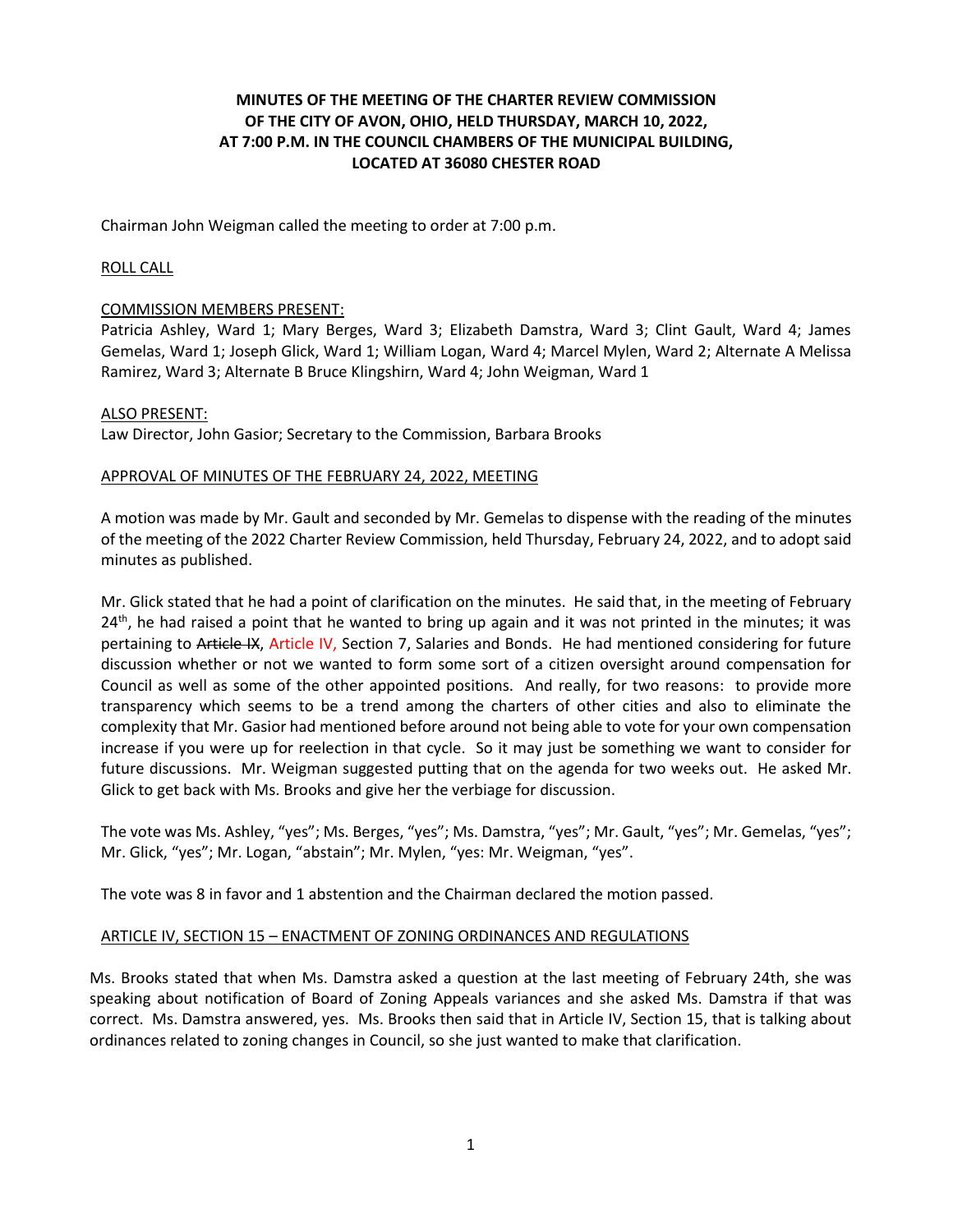**MINUTES OF THE MEETING OF THE CHARTER REVIEW COMMISSION OF THE CITY OF AVON, OHIO, HELD THURSDAY, MARCH 10, 2022, AT 7:00 P.M. IN THE COUNCIL CHAMBERS OF THE MUNICIPAL BUILDING, LOCATED AT 36080 CHESTER ROAD**

Chairman John Weigman called the meeting to order at 7:00 p.m.

ROLL CALL

COMMISSION MEMBERS PRESENT:
Patricia Ashley, Ward 1; Mary Berges, Ward 3; Elizabeth Damstra, Ward 3; Clint Gault, Ward 4; James Gemelas, Ward 1; Joseph Glick, Ward 1; William Logan, Ward 4; Marcel Mylen, Ward 2; Alternate A Melissa Ramirez, Ward 3; Alternate B Bruce Klingshirn, Ward 4; John Weigman, Ward 1

ALSO PRESENT:
Law Director, John Gasior; Secretary to the Commission, Barbara Brooks

APPROVAL OF MINUTES OF THE FEBRUARY 24, 2022, MEETING

A motion was made by Mr. Gault and seconded by Mr. Gemelas to dispense with the reading of the minutes of the meeting of the 2022 Charter Review Commission, held Thursday, February 24, 2022, and to adopt said minutes as published.

Mr. Glick stated that he had a point of clarification on the minutes. He said that, in the meeting of February 24th, he had raised a point that he wanted to bring up again and it was not printed in the minutes; it was pertaining to ~~Article IX~~, Article IV, Section 7, Salaries and Bonds. He had mentioned considering for future discussion whether or not we wanted to form some sort of a citizen oversight around compensation for Council as well as some of the other appointed positions. And really, for two reasons: to provide more transparency which seems to be a trend among the charters of other cities and also to eliminate the complexity that Mr. Gasior had mentioned before around not being able to vote for your own compensation increase if you were up for reelection in that cycle. So it may just be something we want to consider for future discussions. Mr. Weigman suggested putting that on the agenda for two weeks out. He asked Mr. Glick to get back with Ms. Brooks and give her the verbiage for discussion.

The vote was Ms. Ashley, "yes"; Ms. Berges, "yes"; Ms. Damstra, "yes"; Mr. Gault, "yes"; Mr. Gemelas, "yes"; Mr. Glick, "yes"; Mr. Logan, "abstain"; Mr. Mylen, "yes: Mr. Weigman, "yes".

The vote was 8 in favor and 1 abstention and the Chairman declared the motion passed.

ARTICLE IV, SECTION 15 – ENACTMENT OF ZONING ORDINANCES AND REGULATIONS

Ms. Brooks stated that when Ms. Damstra asked a question at the last meeting of February 24th, she was speaking about notification of Board of Zoning Appeals variances and she asked Ms. Damstra if that was correct. Ms. Damstra answered, yes. Ms. Brooks then said that in Article IV, Section 15, that is talking about ordinances related to zoning changes in Council, so she just wanted to make that clarification.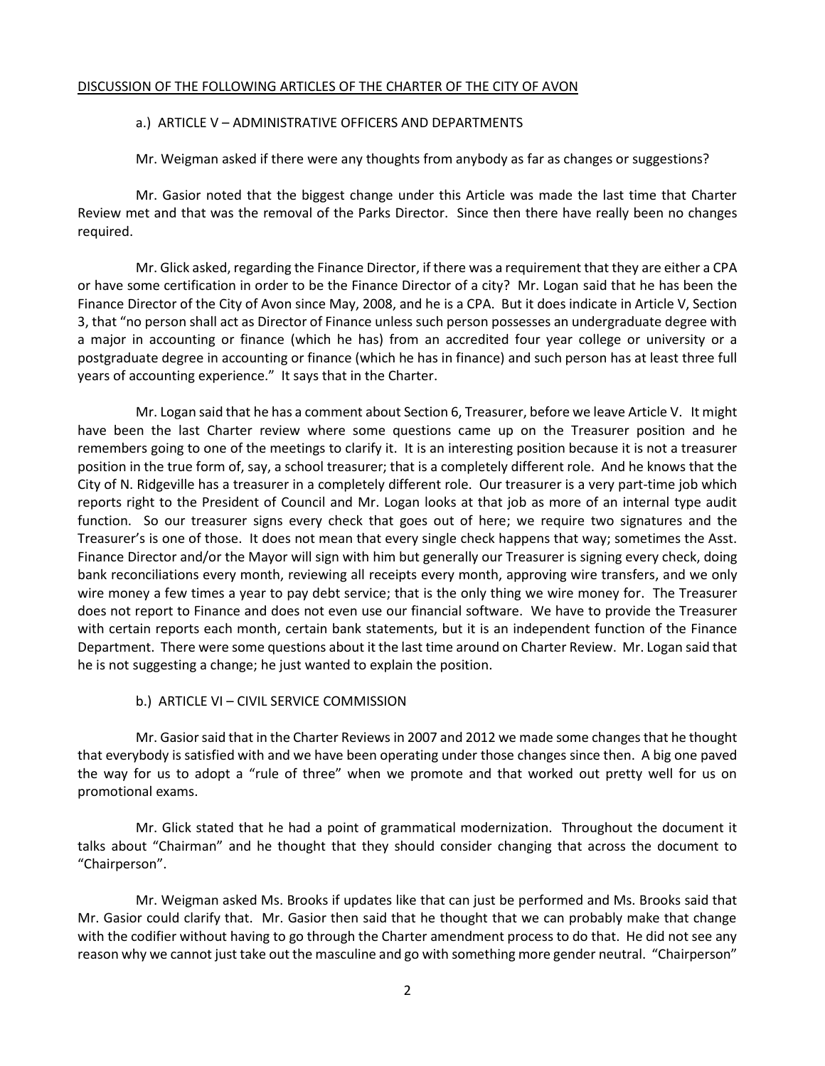<u>DISCUSSION OF THE FOLLOWING ARTICLES OF THE CHARTER OF THE CITY OF AVON</u>

a.) ARTICLE V – ADMINISTRATIVE OFFICERS AND DEPARTMENTS

Mr. Weigman asked if there were any thoughts from anybody as far as changes or suggestions?

Mr. Gasior noted that the biggest change under this Article was made the last time that Charter Review met and that was the removal of the Parks Director. Since then there have really been no changes required.

Mr. Glick asked, regarding the Finance Director, if there was a requirement that they are either a CPA or have some certification in order to be the Finance Director of a city? Mr. Logan said that he has been the Finance Director of the City of Avon since May, 2008, and he is a CPA. But it does indicate in Article V, Section 3, that "no person shall act as Director of Finance unless such person possesses an undergraduate degree with a major in accounting or finance (which he has) from an accredited four year college or university or a postgraduate degree in accounting or finance (which he has in finance) and such person has at least three full years of accounting experience." It says that in the Charter.

Mr. Logan said that he has a comment about Section 6, Treasurer, before we leave Article V. It might have been the last Charter review where some questions came up on the Treasurer position and he remembers going to one of the meetings to clarify it. It is an interesting position because it is not a treasurer position in the true form of, say, a school treasurer; that is a completely different role. And he knows that the City of N. Ridgeville has a treasurer in a completely different role. Our treasurer is a very part-time job which reports right to the President of Council and Mr. Logan looks at that job as more of an internal type audit function. So our treasurer signs every check that goes out of here; we require two signatures and the Treasurer's is one of those. It does not mean that every single check happens that way; sometimes the Asst. Finance Director and/or the Mayor will sign with him but generally our Treasurer is signing every check, doing bank reconciliations every month, reviewing all receipts every month, approving wire transfers, and we only wire money a few times a year to pay debt service; that is the only thing we wire money for. The Treasurer does not report to Finance and does not even use our financial software. We have to provide the Treasurer with certain reports each month, certain bank statements, but it is an independent function of the Finance Department. There were some questions about it the last time around on Charter Review. Mr. Logan said that he is not suggesting a change; he just wanted to explain the position.

b.) ARTICLE VI – CIVIL SERVICE COMMISSION

Mr. Gasior said that in the Charter Reviews in 2007 and 2012 we made some changes that he thought that everybody is satisfied with and we have been operating under those changes since then. A big one paved the way for us to adopt a "rule of three" when we promote and that worked out pretty well for us on promotional exams.

Mr. Glick stated that he had a point of grammatical modernization. Throughout the document it talks about "Chairman" and he thought that they should consider changing that across the document to "Chairperson".

Mr. Weigman asked Ms. Brooks if updates like that can just be performed and Ms. Brooks said that Mr. Gasior could clarify that. Mr. Gasior then said that he thought that we can probably make that change with the codifier without having to go through the Charter amendment process to do that. He did not see any reason why we cannot just take out the masculine and go with something more gender neutral. "Chairperson"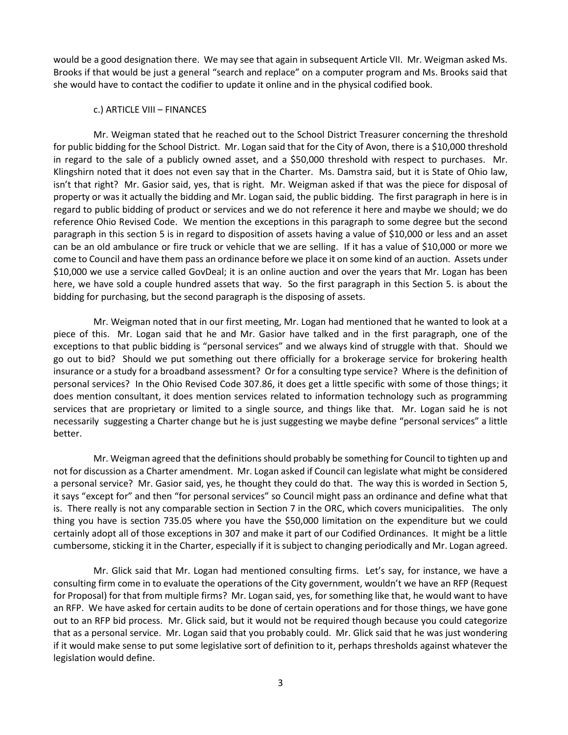would be a good designation there. We may see that again in subsequent Article VII. Mr. Weigman asked Ms. Brooks if that would be just a general "search and replace" on a computer program and Ms. Brooks said that she would have to contact the codifier to update it online and in the physical codified book.

c.) ARTICLE VIII – FINANCES

Mr. Weigman stated that he reached out to the School District Treasurer concerning the threshold for public bidding for the School District. Mr. Logan said that for the City of Avon, there is a $10,000 threshold in regard to the sale of a publicly owned asset, and a $50,000 threshold with respect to purchases. Mr. Klingshirn noted that it does not even say that in the Charter. Ms. Damstra said, but it is State of Ohio law, isn't that right? Mr. Gasior said, yes, that is right. Mr. Weigman asked if that was the piece for disposal of property or was it actually the bidding and Mr. Logan said, the public bidding. The first paragraph in here is in regard to public bidding of product or services and we do not reference it here and maybe we should; we do reference Ohio Revised Code. We mention the exceptions in this paragraph to some degree but the second paragraph in this section 5 is in regard to disposition of assets having a value of $10,000 or less and an asset can be an old ambulance or fire truck or vehicle that we are selling. If it has a value of $10,000 or more we come to Council and have them pass an ordinance before we place it on some kind of an auction. Assets under $10,000 we use a service called GovDeal; it is an online auction and over the years that Mr. Logan has been here, we have sold a couple hundred assets that way. So the first paragraph in this Section 5. is about the bidding for purchasing, but the second paragraph is the disposing of assets.

Mr. Weigman noted that in our first meeting, Mr. Logan had mentioned that he wanted to look at a piece of this. Mr. Logan said that he and Mr. Gasior have talked and in the first paragraph, one of the exceptions to that public bidding is "personal services" and we always kind of struggle with that. Should we go out to bid? Should we put something out there officially for a brokerage service for brokering health insurance or a study for a broadband assessment? Or for a consulting type service? Where is the definition of personal services? In the Ohio Revised Code 307.86, it does get a little specific with some of those things; it does mention consultant, it does mention services related to information technology such as programming services that are proprietary or limited to a single source, and things like that. Mr. Logan said he is not necessarily suggesting a Charter change but he is just suggesting we maybe define "personal services" a little better.

Mr. Weigman agreed that the definitions should probably be something for Council to tighten up and not for discussion as a Charter amendment. Mr. Logan asked if Council can legislate what might be considered a personal service? Mr. Gasior said, yes, he thought they could do that. The way this is worded in Section 5, it says "except for" and then "for personal services" so Council might pass an ordinance and define what that is. There really is not any comparable section in Section 7 in the ORC, which covers municipalities. The only thing you have is section 735.05 where you have the $50,000 limitation on the expenditure but we could certainly adopt all of those exceptions in 307 and make it part of our Codified Ordinances. It might be a little cumbersome, sticking it in the Charter, especially if it is subject to changing periodically and Mr. Logan agreed.

Mr. Glick said that Mr. Logan had mentioned consulting firms. Let's say, for instance, we have a consulting firm come in to evaluate the operations of the City government, wouldn't we have an RFP (Request for Proposal) for that from multiple firms? Mr. Logan said, yes, for something like that, he would want to have an RFP. We have asked for certain audits to be done of certain operations and for those things, we have gone out to an RFP bid process. Mr. Glick said, but it would not be required though because you could categorize that as a personal service. Mr. Logan said that you probably could. Mr. Glick said that he was just wondering if it would make sense to put some legislative sort of definition to it, perhaps thresholds against whatever the legislation would define.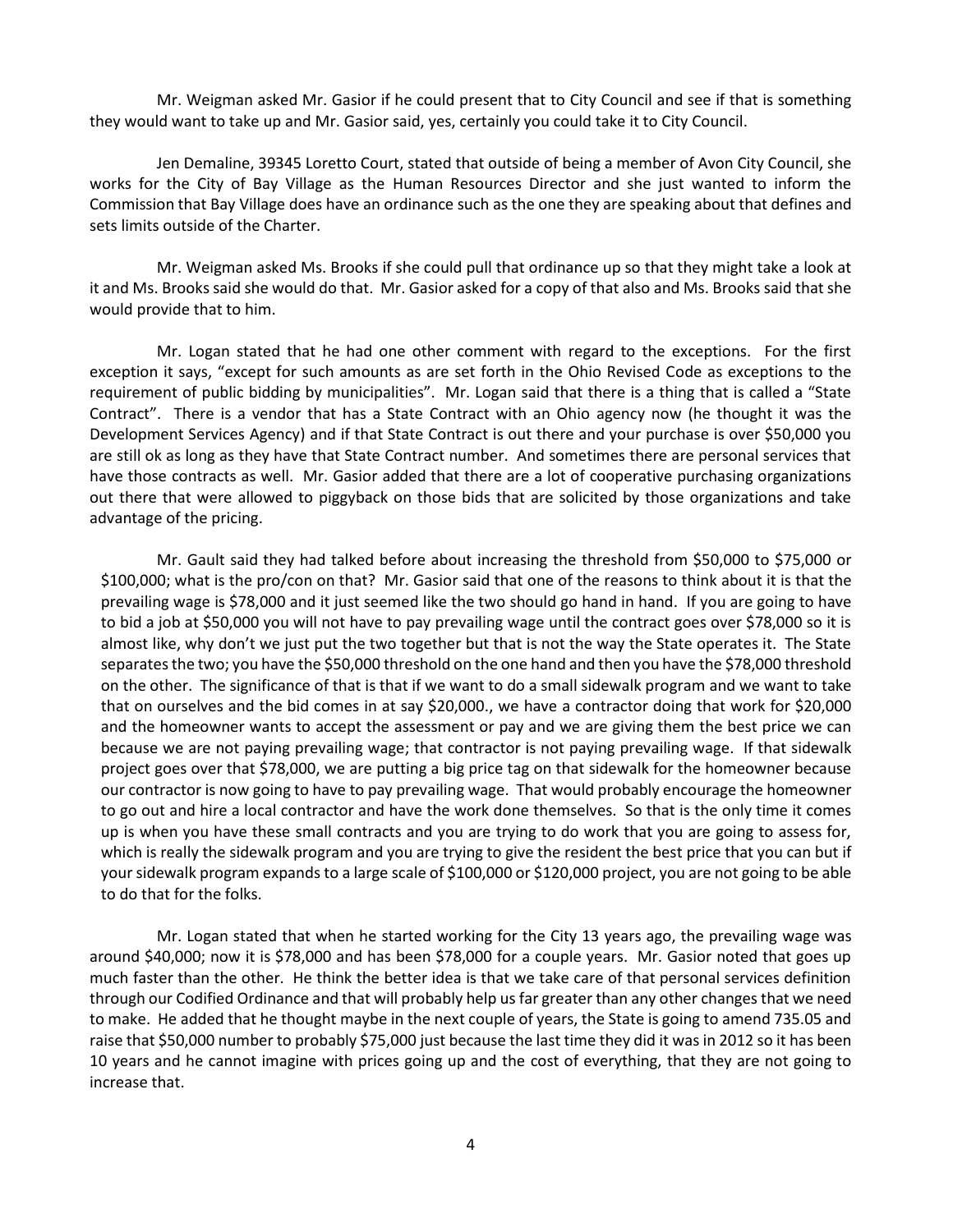Mr. Weigman asked Mr. Gasior if he could present that to City Council and see if that is something they would want to take up and Mr. Gasior said, yes, certainly you could take it to City Council.

Jen Demaline, 39345 Loretto Court, stated that outside of being a member of Avon City Council, she works for the City of Bay Village as the Human Resources Director and she just wanted to inform the Commission that Bay Village does have an ordinance such as the one they are speaking about that defines and sets limits outside of the Charter.

Mr. Weigman asked Ms. Brooks if she could pull that ordinance up so that they might take a look at it and Ms. Brooks said she would do that. Mr. Gasior asked for a copy of that also and Ms. Brooks said that she would provide that to him.

Mr. Logan stated that he had one other comment with regard to the exceptions. For the first exception it says, "except for such amounts as are set forth in the Ohio Revised Code as exceptions to the requirement of public bidding by municipalities". Mr. Logan said that there is a thing that is called a "State Contract". There is a vendor that has a State Contract with an Ohio agency now (he thought it was the Development Services Agency) and if that State Contract is out there and your purchase is over $50,000 you are still ok as long as they have that State Contract number. And sometimes there are personal services that have those contracts as well. Mr. Gasior added that there are a lot of cooperative purchasing organizations out there that were allowed to piggyback on those bids that are solicited by those organizations and take advantage of the pricing.

Mr. Gault said they had talked before about increasing the threshold from $50,000 to $75,000 or $100,000; what is the pro/con on that? Mr. Gasior said that one of the reasons to think about it is that the prevailing wage is $78,000 and it just seemed like the two should go hand in hand. If you are going to have to bid a job at $50,000 you will not have to pay prevailing wage until the contract goes over $78,000 so it is almost like, why don't we just put the two together but that is not the way the State operates it. The State separates the two; you have the $50,000 threshold on the one hand and then you have the $78,000 threshold on the other. The significance of that is that if we want to do a small sidewalk program and we want to take that on ourselves and the bid comes in at say $20,000., we have a contractor doing that work for $20,000 and the homeowner wants to accept the assessment or pay and we are giving them the best price we can because we are not paying prevailing wage; that contractor is not paying prevailing wage. If that sidewalk project goes over that $78,000, we are putting a big price tag on that sidewalk for the homeowner because our contractor is now going to have to pay prevailing wage. That would probably encourage the homeowner to go out and hire a local contractor and have the work done themselves. So that is the only time it comes up is when you have these small contracts and you are trying to do work that you are going to assess for, which is really the sidewalk program and you are trying to give the resident the best price that you can but if your sidewalk program expands to a large scale of $100,000 or $120,000 project, you are not going to be able to do that for the folks.

Mr. Logan stated that when he started working for the City 13 years ago, the prevailing wage was around $40,000; now it is $78,000 and has been $78,000 for a couple years. Mr. Gasior noted that goes up much faster than the other. He think the better idea is that we take care of that personal services definition through our Codified Ordinance and that will probably help us far greater than any other changes that we need to make. He added that he thought maybe in the next couple of years, the State is going to amend 735.05 and raise that $50,000 number to probably $75,000 just because the last time they did it was in 2012 so it has been 10 years and he cannot imagine with prices going up and the cost of everything, that they are not going to increase that.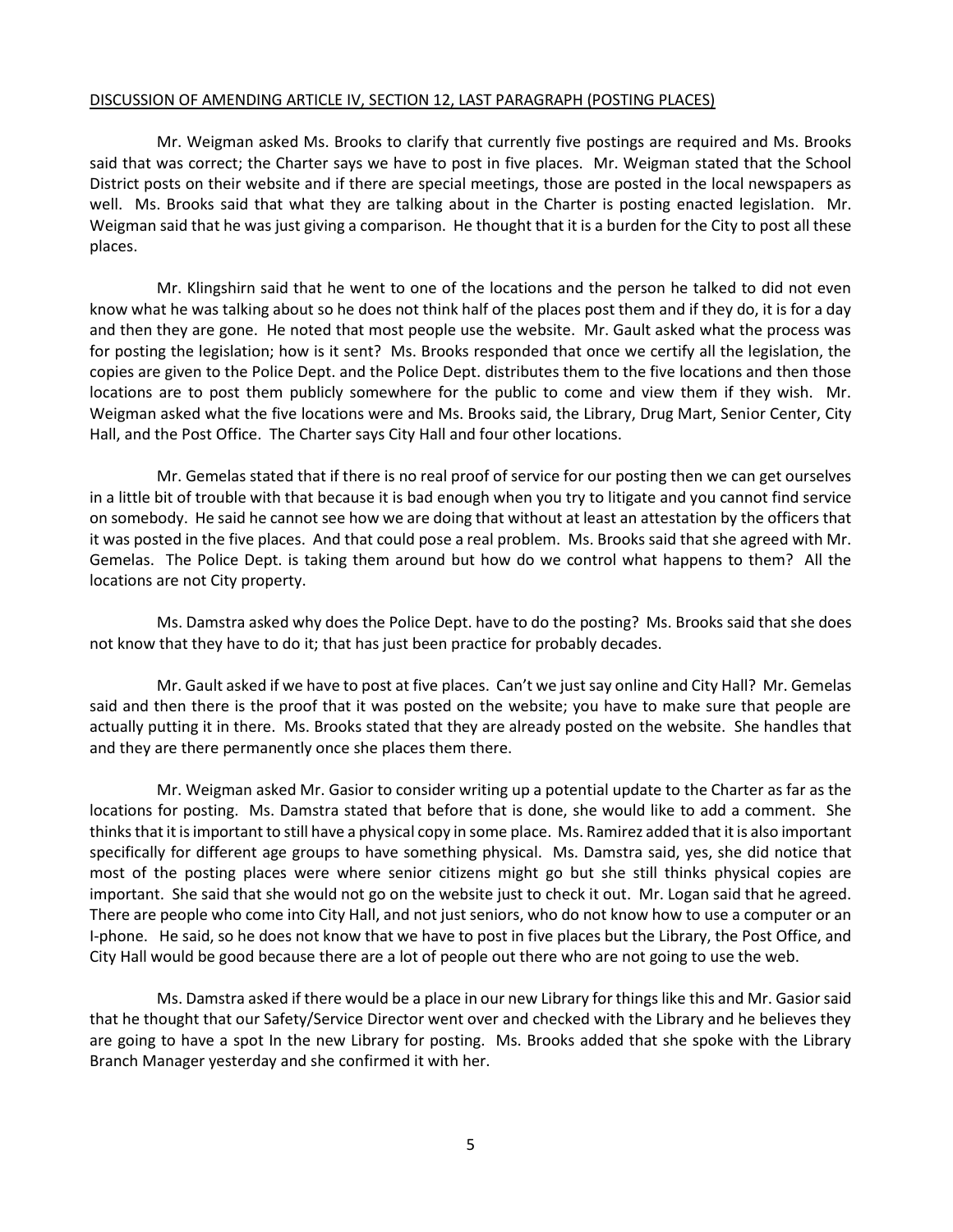DISCUSSION OF AMENDING ARTICLE IV, SECTION 12, LAST PARAGRAPH (POSTING PLACES)

Mr. Weigman asked Ms. Brooks to clarify that currently five postings are required and Ms. Brooks said that was correct; the Charter says we have to post in five places. Mr. Weigman stated that the School District posts on their website and if there are special meetings, those are posted in the local newspapers as well. Ms. Brooks said that what they are talking about in the Charter is posting enacted legislation. Mr. Weigman said that he was just giving a comparison. He thought that it is a burden for the City to post all these places.

Mr. Klingshirn said that he went to one of the locations and the person he talked to did not even know what he was talking about so he does not think half of the places post them and if they do, it is for a day and then they are gone. He noted that most people use the website. Mr. Gault asked what the process was for posting the legislation; how is it sent? Ms. Brooks responded that once we certify all the legislation, the copies are given to the Police Dept. and the Police Dept. distributes them to the five locations and then those locations are to post them publicly somewhere for the public to come and view them if they wish. Mr. Weigman asked what the five locations were and Ms. Brooks said, the Library, Drug Mart, Senior Center, City Hall, and the Post Office. The Charter says City Hall and four other locations.

Mr. Gemelas stated that if there is no real proof of service for our posting then we can get ourselves in a little bit of trouble with that because it is bad enough when you try to litigate and you cannot find service on somebody. He said he cannot see how we are doing that without at least an attestation by the officers that it was posted in the five places. And that could pose a real problem. Ms. Brooks said that she agreed with Mr. Gemelas. The Police Dept. is taking them around but how do we control what happens to them? All the locations are not City property.

Ms. Damstra asked why does the Police Dept. have to do the posting? Ms. Brooks said that she does not know that they have to do it; that has just been practice for probably decades.

Mr. Gault asked if we have to post at five places. Can't we just say online and City Hall? Mr. Gemelas said and then there is the proof that it was posted on the website; you have to make sure that people are actually putting it in there. Ms. Brooks stated that they are already posted on the website. She handles that and they are there permanently once she places them there.

Mr. Weigman asked Mr. Gasior to consider writing up a potential update to the Charter as far as the locations for posting. Ms. Damstra stated that before that is done, she would like to add a comment. She thinks that it is important to still have a physical copy in some place. Ms. Ramirez added that it is also important specifically for different age groups to have something physical. Ms. Damstra said, yes, she did notice that most of the posting places were where senior citizens might go but she still thinks physical copies are important. She said that she would not go on the website just to check it out. Mr. Logan said that he agreed. There are people who come into City Hall, and not just seniors, who do not know how to use a computer or an I-phone. He said, so he does not know that we have to post in five places but the Library, the Post Office, and City Hall would be good because there are a lot of people out there who are not going to use the web.

Ms. Damstra asked if there would be a place in our new Library for things like this and Mr. Gasior said that he thought that our Safety/Service Director went over and checked with the Library and he believes they are going to have a spot In the new Library for posting. Ms. Brooks added that she spoke with the Library Branch Manager yesterday and she confirmed it with her.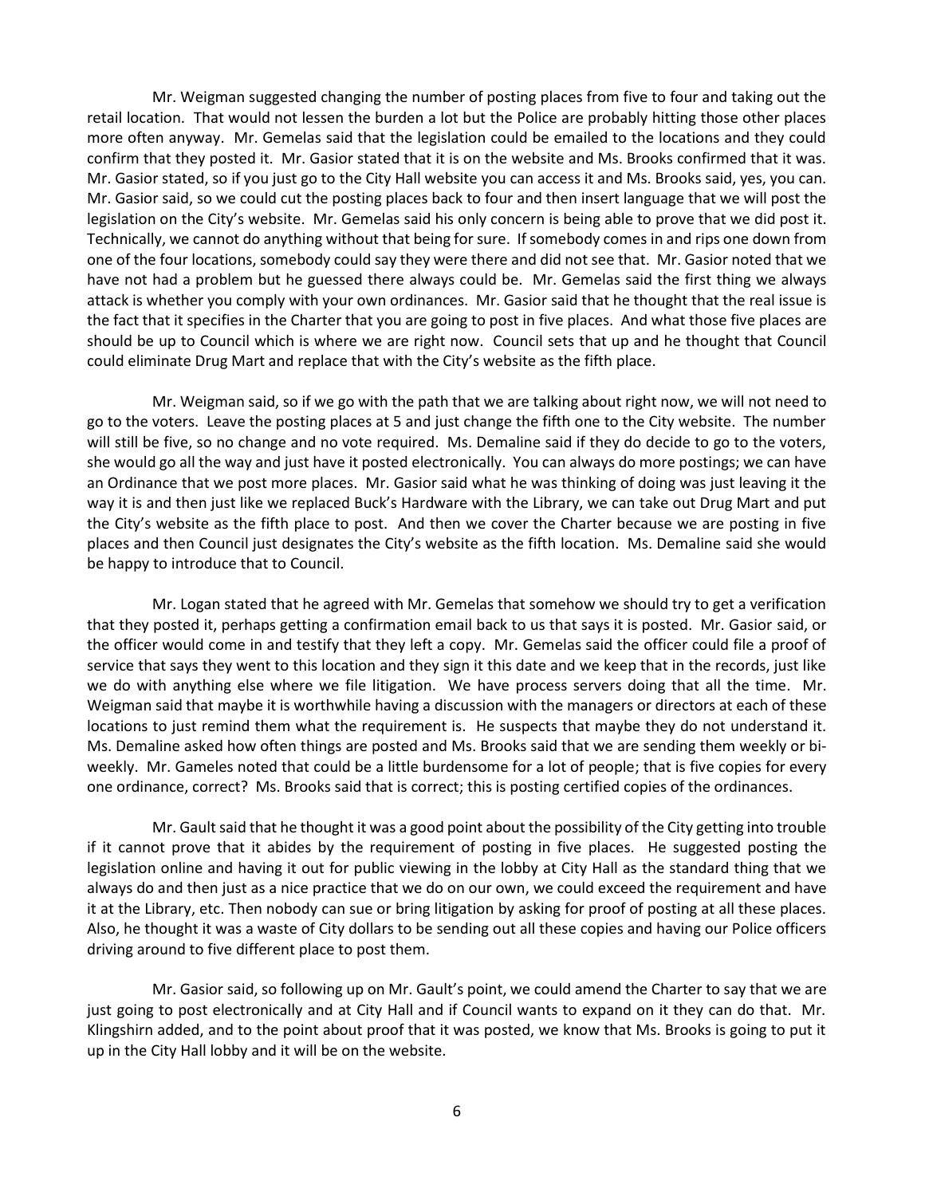Mr. Weigman suggested changing the number of posting places from five to four and taking out the retail location. That would not lessen the burden a lot but the Police are probably hitting those other places more often anyway. Mr. Gemelas said that the legislation could be emailed to the locations and they could confirm that they posted it. Mr. Gasior stated that it is on the website and Ms. Brooks confirmed that it was. Mr. Gasior stated, so if you just go to the City Hall website you can access it and Ms. Brooks said, yes, you can. Mr. Gasior said, so we could cut the posting places back to four and then insert language that we will post the legislation on the City's website. Mr. Gemelas said his only concern is being able to prove that we did post it. Technically, we cannot do anything without that being for sure. If somebody comes in and rips one down from one of the four locations, somebody could say they were there and did not see that. Mr. Gasior noted that we have not had a problem but he guessed there always could be. Mr. Gemelas said the first thing we always attack is whether you comply with your own ordinances. Mr. Gasior said that he thought that the real issue is the fact that it specifies in the Charter that you are going to post in five places. And what those five places are should be up to Council which is where we are right now. Council sets that up and he thought that Council could eliminate Drug Mart and replace that with the City's website as the fifth place.

Mr. Weigman said, so if we go with the path that we are talking about right now, we will not need to go to the voters. Leave the posting places at 5 and just change the fifth one to the City website. The number will still be five, so no change and no vote required. Ms. Demaline said if they do decide to go to the voters, she would go all the way and just have it posted electronically. You can always do more postings; we can have an Ordinance that we post more places. Mr. Gasior said what he was thinking of doing was just leaving it the way it is and then just like we replaced Buck's Hardware with the Library, we can take out Drug Mart and put the City's website as the fifth place to post. And then we cover the Charter because we are posting in five places and then Council just designates the City's website as the fifth location. Ms. Demaline said she would be happy to introduce that to Council.

Mr. Logan stated that he agreed with Mr. Gemelas that somehow we should try to get a verification that they posted it, perhaps getting a confirmation email back to us that says it is posted. Mr. Gasior said, or the officer would come in and testify that they left a copy. Mr. Gemelas said the officer could file a proof of service that says they went to this location and they sign it this date and we keep that in the records, just like we do with anything else where we file litigation. We have process servers doing that all the time. Mr. Weigman said that maybe it is worthwhile having a discussion with the managers or directors at each of these locations to just remind them what the requirement is. He suspects that maybe they do not understand it. Ms. Demaline asked how often things are posted and Ms. Brooks said that we are sending them weekly or bi-weekly. Mr. Gameles noted that could be a little burdensome for a lot of people; that is five copies for every one ordinance, correct? Ms. Brooks said that is correct; this is posting certified copies of the ordinances.

Mr. Gault said that he thought it was a good point about the possibility of the City getting into trouble if it cannot prove that it abides by the requirement of posting in five places. He suggested posting the legislation online and having it out for public viewing in the lobby at City Hall as the standard thing that we always do and then just as a nice practice that we do on our own, we could exceed the requirement and have it at the Library, etc. Then nobody can sue or bring litigation by asking for proof of posting at all these places. Also, he thought it was a waste of City dollars to be sending out all these copies and having our Police officers driving around to five different place to post them.

Mr. Gasior said, so following up on Mr. Gault's point, we could amend the Charter to say that we are just going to post electronically and at City Hall and if Council wants to expand on it they can do that. Mr. Klingshirn added, and to the point about proof that it was posted, we know that Ms. Brooks is going to put it up in the City Hall lobby and it will be on the website.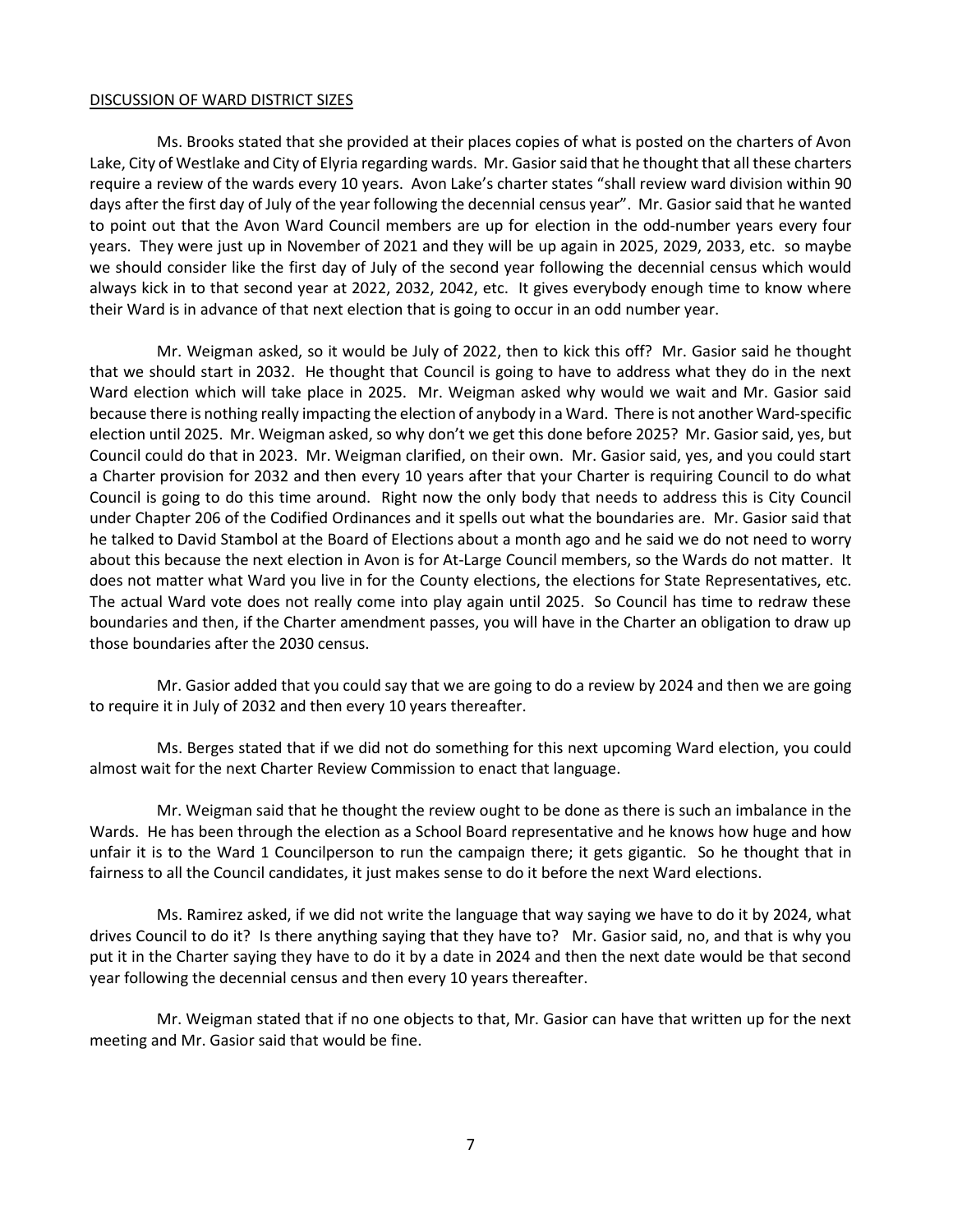DISCUSSION OF WARD DISTRICT SIZES

Ms. Brooks stated that she provided at their places copies of what is posted on the charters of Avon Lake, City of Westlake and City of Elyria regarding wards. Mr. Gasior said that he thought that all these charters require a review of the wards every 10 years. Avon Lake's charter states "shall review ward division within 90 days after the first day of July of the year following the decennial census year". Mr. Gasior said that he wanted to point out that the Avon Ward Council members are up for election in the odd-number years every four years. They were just up in November of 2021 and they will be up again in 2025, 2029, 2033, etc. so maybe we should consider like the first day of July of the second year following the decennial census which would always kick in to that second year at 2022, 2032, 2042, etc. It gives everybody enough time to know where their Ward is in advance of that next election that is going to occur in an odd number year.

Mr. Weigman asked, so it would be July of 2022, then to kick this off? Mr. Gasior said he thought that we should start in 2032. He thought that Council is going to have to address what they do in the next Ward election which will take place in 2025. Mr. Weigman asked why would we wait and Mr. Gasior said because there is nothing really impacting the election of anybody in a Ward. There is not another Ward-specific election until 2025. Mr. Weigman asked, so why don't we get this done before 2025? Mr. Gasior said, yes, but Council could do that in 2023. Mr. Weigman clarified, on their own. Mr. Gasior said, yes, and you could start a Charter provision for 2032 and then every 10 years after that your Charter is requiring Council to do what Council is going to do this time around. Right now the only body that needs to address this is City Council under Chapter 206 of the Codified Ordinances and it spells out what the boundaries are. Mr. Gasior said that he talked to David Stambol at the Board of Elections about a month ago and he said we do not need to worry about this because the next election in Avon is for At-Large Council members, so the Wards do not matter. It does not matter what Ward you live in for the County elections, the elections for State Representatives, etc. The actual Ward vote does not really come into play again until 2025. So Council has time to redraw these boundaries and then, if the Charter amendment passes, you will have in the Charter an obligation to draw up those boundaries after the 2030 census.

Mr. Gasior added that you could say that we are going to do a review by 2024 and then we are going to require it in July of 2032 and then every 10 years thereafter.

Ms. Berges stated that if we did not do something for this next upcoming Ward election, you could almost wait for the next Charter Review Commission to enact that language.

Mr. Weigman said that he thought the review ought to be done as there is such an imbalance in the Wards. He has been through the election as a School Board representative and he knows how huge and how unfair it is to the Ward 1 Councilperson to run the campaign there; it gets gigantic. So he thought that in fairness to all the Council candidates, it just makes sense to do it before the next Ward elections.

Ms. Ramirez asked, if we did not write the language that way saying we have to do it by 2024, what drives Council to do it? Is there anything saying that they have to? Mr. Gasior said, no, and that is why you put it in the Charter saying they have to do it by a date in 2024 and then the next date would be that second year following the decennial census and then every 10 years thereafter.

Mr. Weigman stated that if no one objects to that, Mr. Gasior can have that written up for the next meeting and Mr. Gasior said that would be fine.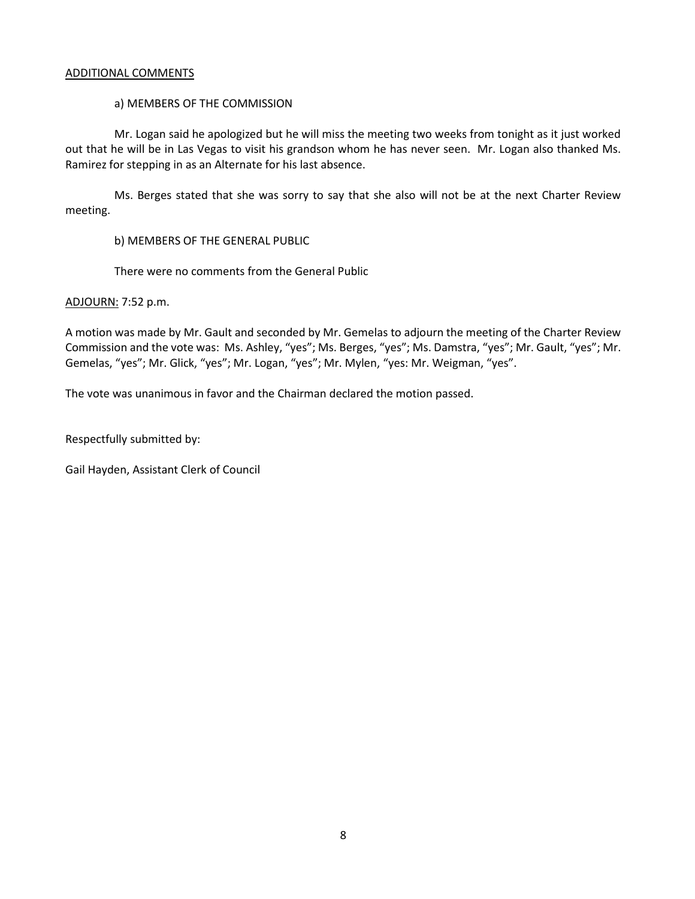ADDITIONAL COMMENTS

a) MEMBERS OF THE COMMISSION

Mr. Logan said he apologized but he will miss the meeting two weeks from tonight as it just worked out that he will be in Las Vegas to visit his grandson whom he has never seen. Mr. Logan also thanked Ms. Ramirez for stepping in as an Alternate for his last absence.

Ms. Berges stated that she was sorry to say that she also will not be at the next Charter Review meeting.

b) MEMBERS OF THE GENERAL PUBLIC

There were no comments from the General Public

ADJOURN: 7:52 p.m.

A motion was made by Mr. Gault and seconded by Mr. Gemelas to adjourn the meeting of the Charter Review Commission and the vote was: Ms. Ashley, "yes"; Ms. Berges, "yes"; Ms. Damstra, "yes"; Mr. Gault, "yes"; Mr. Gemelas, "yes"; Mr. Glick, "yes"; Mr. Logan, "yes"; Mr. Mylen, "yes: Mr. Weigman, "yes".

The vote was unanimous in favor and the Chairman declared the motion passed.

Respectfully submitted by:

Gail Hayden, Assistant Clerk of Council